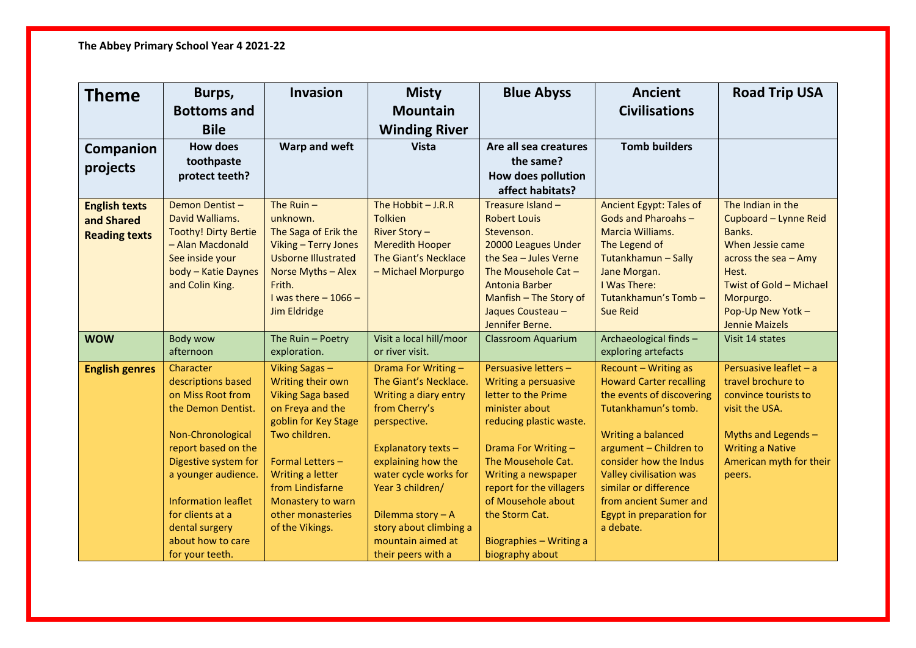**The Abbey Primary School Year 4 2021-22**

| Theme | Burps, Bottoms and Bile | Invasion | Misty Mountain Winding River | Blue Abyss | Ancient Civilisations | Road Trip USA |
|---|---|---|---|---|---|---|
| **Companion projects** | **How does toothpaste protect teeth?** | **Warp and weft** | **Vista** | **Are all sea creatures the same? How does pollution affect habitats?** | **Tomb builders** | |
| **English texts and Shared Reading texts** | Demon Dentist – David Walliams. Toothy! Dirty Bertie – Alan Macdonald See inside your body – Katie Daynes and Colin King. | The Ruin – unknown. The Saga of Erik the Viking – Terry Jones Usborne Illustrated Norse Myths – Alex Frith. I was there – 1066 – Jim Eldridge | The Hobbit – J.R.R Tolkien River Story – Meredith Hooper The Giant's Necklace – Michael Morpurgo | Treasure Island – Robert Louis Stevenson. 20000 Leagues Under the Sea – Jules Verne The Mousehole Cat – Antonia Barber Manfish – The Story of Jaques Cousteau – Jennifer Berne. | Ancient Egypt: Tales of Gods and Pharoahs – Marcia Williams. The Legend of Tutankhamun – Sally Jane Morgan. I Was There: Tutankhamun's Tomb – Sue Reid | The Indian in the Cupboard – Lynne Reid Banks. When Jessie came across the sea – Amy Hest. Twist of Gold – Michael Morpurgo. Pop-Up New Yotk – Jennie Maizels |
| **WOW** | Body wow afternoon | The Ruin – Poetry exploration. | Visit a local hill/moor or river visit. | Classroom Aquarium | Archaeological finds – exploring artefacts | Visit 14 states |
| **English genres** | Character descriptions based on Miss Root from the Demon Dentist.<br><br>Non-Chronological report based on the Digestive system for a younger audience.<br><br>Information leaflet for clients at a dental surgery about how to care for your teeth. | Viking Sagas – Writing their own Viking Saga based on Freya and the goblin for Key Stage Two children.<br><br>Formal Letters – Writing a letter from Lindisfarne Monastery to warn other monasteries of the Vikings. | Drama For Writing – The Giant's Necklace. Writing a diary entry from Cherry's perspective.<br><br>Explanatory texts – explaining how the water cycle works for Year 3 children/<br><br>Dilemma story – A story about climbing a mountain aimed at their peers with a | Persuasive letters – Writing a persuasive letter to the Prime minister about reducing plastic waste.<br><br>Drama For Writing – The Mousehole Cat. Writing a newspaper report for the villagers of Mousehole about the Storm Cat.<br><br>Biographies – Writing a biography about | Recount – Writing as Howard Carter recalling the events of discovering Tutankhamun's tomb.<br><br>Writing a balanced argument – Children to consider how the Indus Valley civilisation was similar or difference from ancient Sumer and Egypt in preparation for a debate. | Persuasive leaflet – a travel brochure to convince tourists to visit the USA.<br><br>Myths and Legends – Writing a Native American myth for their peers. |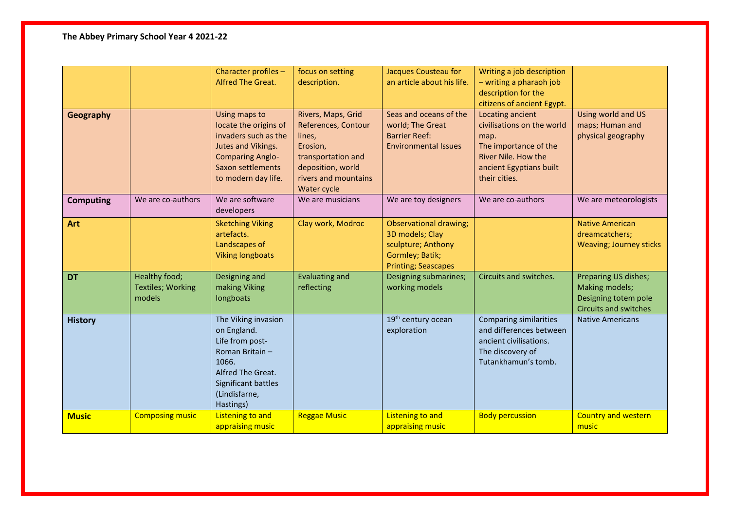**The Abbey Primary School Year 4 2021-22**

| | | | | | | |
|---|---|---|---|---|---|---|
| | | Character profiles – Alfred The Great. | focus on setting description. | Jacques Cousteau for an article about his life. | Writing a job description – writing a pharaoh job description for the citizens of ancient Egypt. | |
| **Geography** | | Using maps to locate the origins of invaders such as the Jutes and Vikings. Comparing Anglo-Saxon settlements to modern day life. | Rivers, Maps, Grid References, Contour lines, Erosion, transportation and deposition, world rivers and mountains Water cycle | Seas and oceans of the world; The Great Barrier Reef: Environmental Issues | Locating ancient civilisations on the world map. The importance of the River Nile. How the ancient Egyptians built their cities. | Using world and US maps; Human and physical geography |
| **Computing** | We are co-authors | We are software developers | We are musicians | We are toy designers | We are co-authors | We are meteorologists |
| **Art** | | Sketching Viking artefacts. Landscapes of Viking longboats | Clay work, Modroc | Observational drawing; 3D models; Clay sculpture; Anthony Gormley; Batik; Printing; Seascapes | | Native American dreamcatchers; Weaving; Journey sticks |
| **DT** | Healthy food; Textiles; Working models | Designing and making Viking longboats | Evaluating and reflecting | Designing submarines; working models | Circuits and switches. | Preparing US dishes; Making models; Designing totem pole Circuits and switches |
| **History** | | The Viking invasion on England. Life from post-Roman Britain – 1066. Alfred The Great. Significant battles (Lindisfarne, Hastings) | | 19th century ocean exploration | Comparing similarities and differences between ancient civilisations. The discovery of Tutankhamun's tomb. | Native Americans |
| **Music** | Composing music | Listening to and appraising music | Reggae Music | Listening to and appraising music | Body percussion | Country and western music |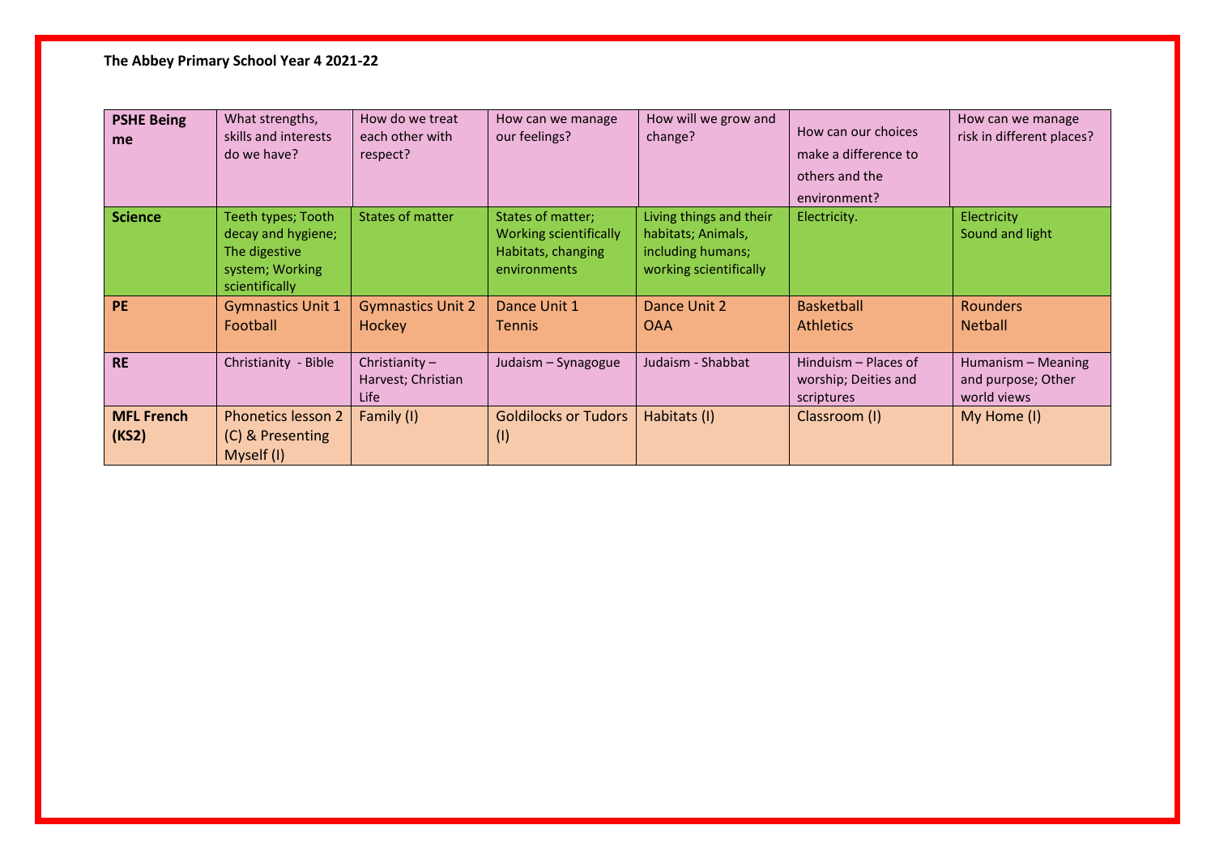**The Abbey Primary School Year 4 2021-22**

| **PSHE Being me** | What strengths, skills and interests do we have? | How do we treat each other with respect? | How can we manage our feelings? | How will we grow and change? | How can our choices make a difference to others and the environment? | How can we manage risk in different places? |
|---|---|---|---|---|---|---|
| **Science** | Teeth types; Tooth decay and hygiene; The digestive system; Working scientifically | States of matter | States of matter; Working scientifically Habitats, changing environments | Living things and their habitats; Animals, including humans; working scientifically | Electricity. | Electricity<br>Sound and light |
| **PE** | Gymnastics Unit 1<br>Football | Gymnastics Unit 2<br>Hockey | Dance Unit 1<br>Tennis | Dance Unit 2<br>OAA | Basketball<br>Athletics | Rounders<br>Netball |
| **RE** | Christianity - Bible | Christianity – Harvest; Christian Life | Judaism – Synagogue | Judaism - Shabbat | Hinduism – Places of worship; Deities and scriptures | Humanism – Meaning and purpose; Other world views |
| **MFL French (KS2)** | Phonetics lesson 2 (C) & Presenting Myself (I) | Family (I) | Goldilocks or Tudors (I) | Habitats (I) | Classroom (I) | My Home (I) |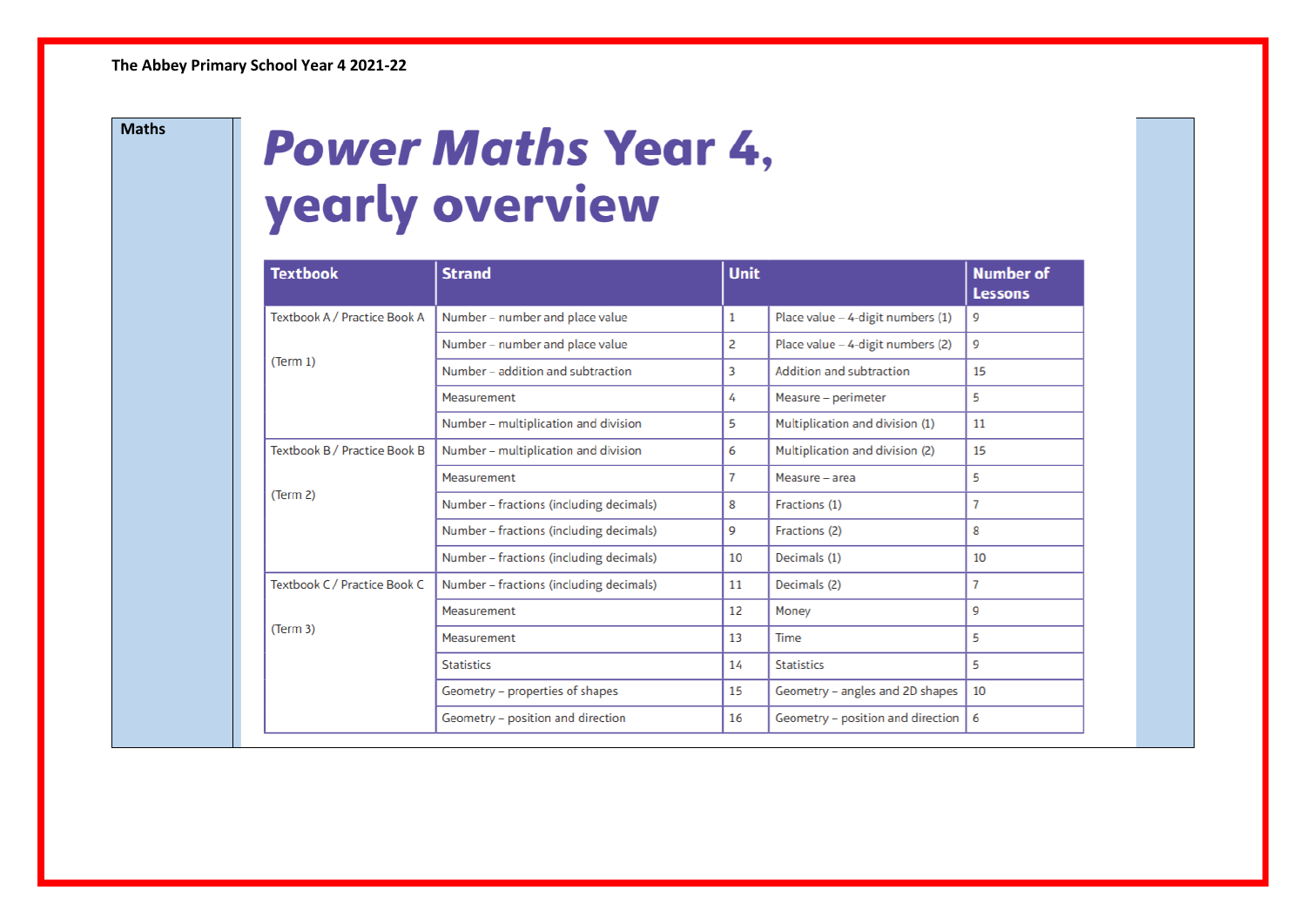The Abbey Primary School Year 4 2021-22

**Maths**

# Power Maths Year 4, yearly overview

| Textbook | Strand | Unit | | Number of Lessons |
|---|---|---|---|---|
| Textbook A / Practice Book A (Term 1) | Number – number and place value | 1 | Place value – 4-digit numbers (1) | 9 |
| | Number – number and place value | 2 | Place value – 4-digit numbers (2) | 9 |
| | Number – addition and subtraction | 3 | Addition and subtraction | 15 |
| | Measurement | 4 | Measure – perimeter | 5 |
| | Number – multiplication and division | 5 | Multiplication and division (1) | 11 |
| Textbook B / Practice Book B (Term 2) | Number – multiplication and division | 6 | Multiplication and division (2) | 15 |
| | Measurement | 7 | Measure – area | 5 |
| | Number – fractions (including decimals) | 8 | Fractions (1) | 7 |
| | Number – fractions (including decimals) | 9 | Fractions (2) | 8 |
| | Number – fractions (including decimals) | 10 | Decimals (1) | 10 |
| Textbook C / Practice Book C (Term 3) | Number – fractions (including decimals) | 11 | Decimals (2) | 7 |
| | Measurement | 12 | Money | 9 |
| | Measurement | 13 | Time | 5 |
| | Statistics | 14 | Statistics | 5 |
| | Geometry – properties of shapes | 15 | Geometry – angles and 2D shapes | 10 |
| | Geometry – position and direction | 16 | Geometry – position and direction | 6 |